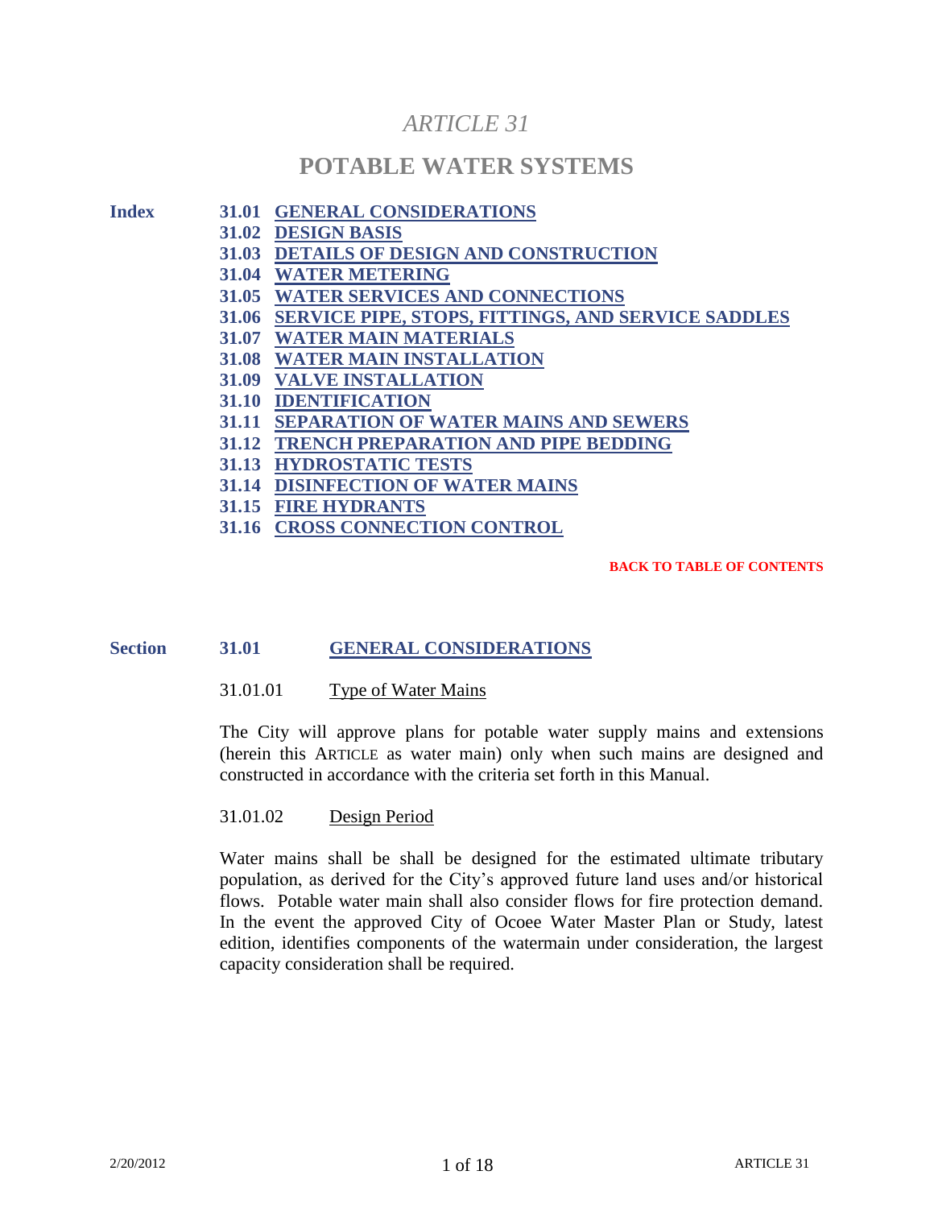# *ARTICLE 31*

# POTABLE WATER SYSTEMS

**Index**

- **31.01 GENERAL CONSIDERATIONS**
- **31.02 DESIGN BASIS**
- **31.03 DETAILS OF DESIGN AND CONSTRUCTION**
- **31.04 WATER METERING**
- **31.05 WATER SERVICES AND CONNECTIONS**
- **31.06 SERVICE PIPE, STOPS, FITTINGS, AND SERVICE SADDLES**
- **31.07 WATER MAIN MATERIALS**
- **31.08 WATER MAIN INSTALLATION**
- **31.09 VALVE INSTALLATION**
- **31.10 IDENTIFICATION**
- **31.11 SEPARATION OF WATER MAINS AND SEWERS**
- **31.12 TRENCH PREPARATION AND PIPE BEDDING**
- **31.13 HYDROSTATIC TESTS**
- **31.14 DISINFECTION OF WATER MAINS**
- **31.15 FIRE HYDRANTS**
- **31.16 CROSS CONNECTION CONTROL**

**BACK TO TABLE OF CONTENTS**

## Section 31.01 GENERAL CONSIDERATIONS

### 31.01.01 Type of Water Mains

The City will approve plans for potable water supply mains and extensions (herein this ARTICLE as water main) only when such mains are designed and constructed in accordance with the criteria set forth in this Manual.

### 31.01.02 Design Period

Water mains shall be shall be designed for the estimated ultimate tributary population, as derived for the City's approved future land uses and/or historical flows. Potable water main shall also consider flows for fire protection demand. In the event the approved City of Ocoee Water Master Plan or Study, latest edition, identifies components of the watermain under consideration, the largest capacity consideration shall be required.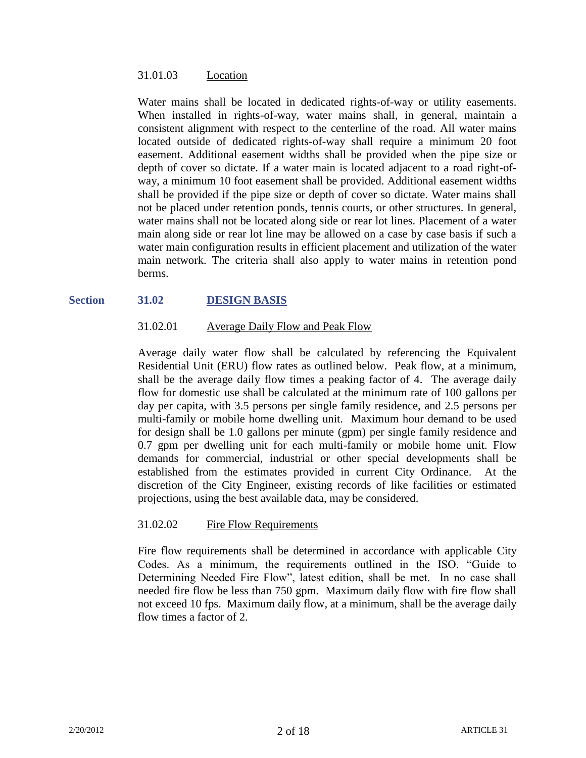#### 31.01.03 Location

Water mains shall be located in dedicated rights-of-way or utility easements. When installed in rights-of-way, water mains shall, in general, maintain a consistent alignment with respect to the centerline of the road. All water mains located outside of dedicated rights-of-way shall require a minimum 20 foot easement. Additional easement widths shall be provided when the pipe size or depth of cover so dictate. If a water main is located adjacent to a road right-of-way, a minimum 10 foot easement shall be provided. Additional easement widths shall be provided if the pipe size or depth of cover so dictate. Water mains shall not be placed under retention ponds, tennis courts, or other structures. In general, water mains shall not be located along side or rear lot lines. Placement of a water main along side or rear lot line may be allowed on a case by case basis if such a water main configuration results in efficient placement and utilization of the water main network. The criteria shall also apply to water mains in retention pond berms.

## Section 31.02 DESIGN BASIS

#### 31.02.01 Average Daily Flow and Peak Flow

Average daily water flow shall be calculated by referencing the Equivalent Residential Unit (ERU) flow rates as outlined below. Peak flow, at a minimum, shall be the average daily flow times a peaking factor of 4. The average daily flow for domestic use shall be calculated at the minimum rate of 100 gallons per day per capita, with 3.5 persons per single family residence, and 2.5 persons per multi-family or mobile home dwelling unit. Maximum hour demand to be used for design shall be 1.0 gallons per minute (gpm) per single family residence and 0.7 gpm per dwelling unit for each multi-family or mobile home unit. Flow demands for commercial, industrial or other special developments shall be established from the estimates provided in current City Ordinance. At the discretion of the City Engineer, existing records of like facilities or estimated projections, using the best available data, may be considered.

#### 31.02.02 Fire Flow Requirements

Fire flow requirements shall be determined in accordance with applicable City Codes. As a minimum, the requirements outlined in the ISO. "Guide to Determining Needed Fire Flow", latest edition, shall be met. In no case shall needed fire flow be less than 750 gpm. Maximum daily flow with fire flow shall not exceed 10 fps. Maximum daily flow, at a minimum, shall be the average daily flow times a factor of 2.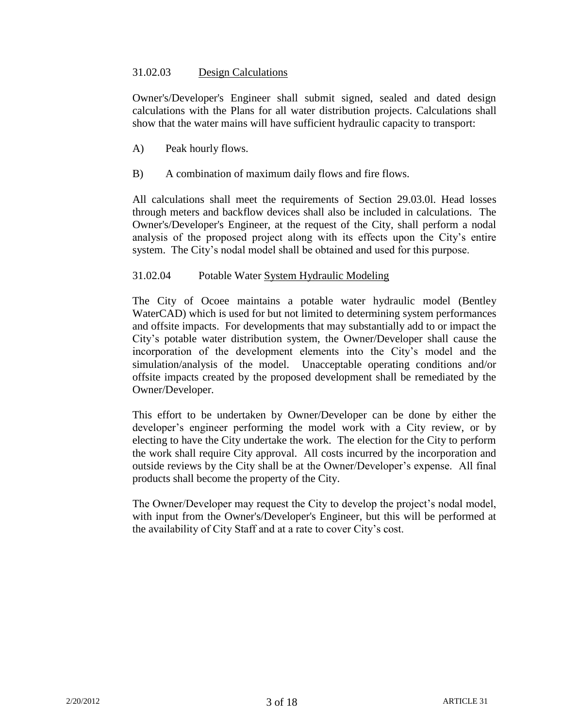### 31.02.03 Design Calculations

Owner's/Developer's Engineer shall submit signed, sealed and dated design calculations with the Plans for all water distribution projects. Calculations shall show that the water mains will have sufficient hydraulic capacity to transport:

A) Peak hourly flows.

B) A combination of maximum daily flows and fire flows.

All calculations shall meet the requirements of Section 29.03.0l. Head losses through meters and backflow devices shall also be included in calculations. The Owner's/Developer's Engineer, at the request of the City, shall perform a nodal analysis of the proposed project along with its effects upon the City's entire system. The City's nodal model shall be obtained and used for this purpose.

### 31.02.04 Potable Water System Hydraulic Modeling

The City of Ocoee maintains a potable water hydraulic model (Bentley WaterCAD) which is used for but not limited to determining system performances and offsite impacts. For developments that may substantially add to or impact the City's potable water distribution system, the Owner/Developer shall cause the incorporation of the development elements into the City's model and the simulation/analysis of the model. Unacceptable operating conditions and/or offsite impacts created by the proposed development shall be remediated by the Owner/Developer.

This effort to be undertaken by Owner/Developer can be done by either the developer's engineer performing the model work with a City review, or by electing to have the City undertake the work. The election for the City to perform the work shall require City approval. All costs incurred by the incorporation and outside reviews by the City shall be at the Owner/Developer's expense. All final products shall become the property of the City.

The Owner/Developer may request the City to develop the project's nodal model, with input from the Owner's/Developer's Engineer, but this will be performed at the availability of City Staff and at a rate to cover City's cost.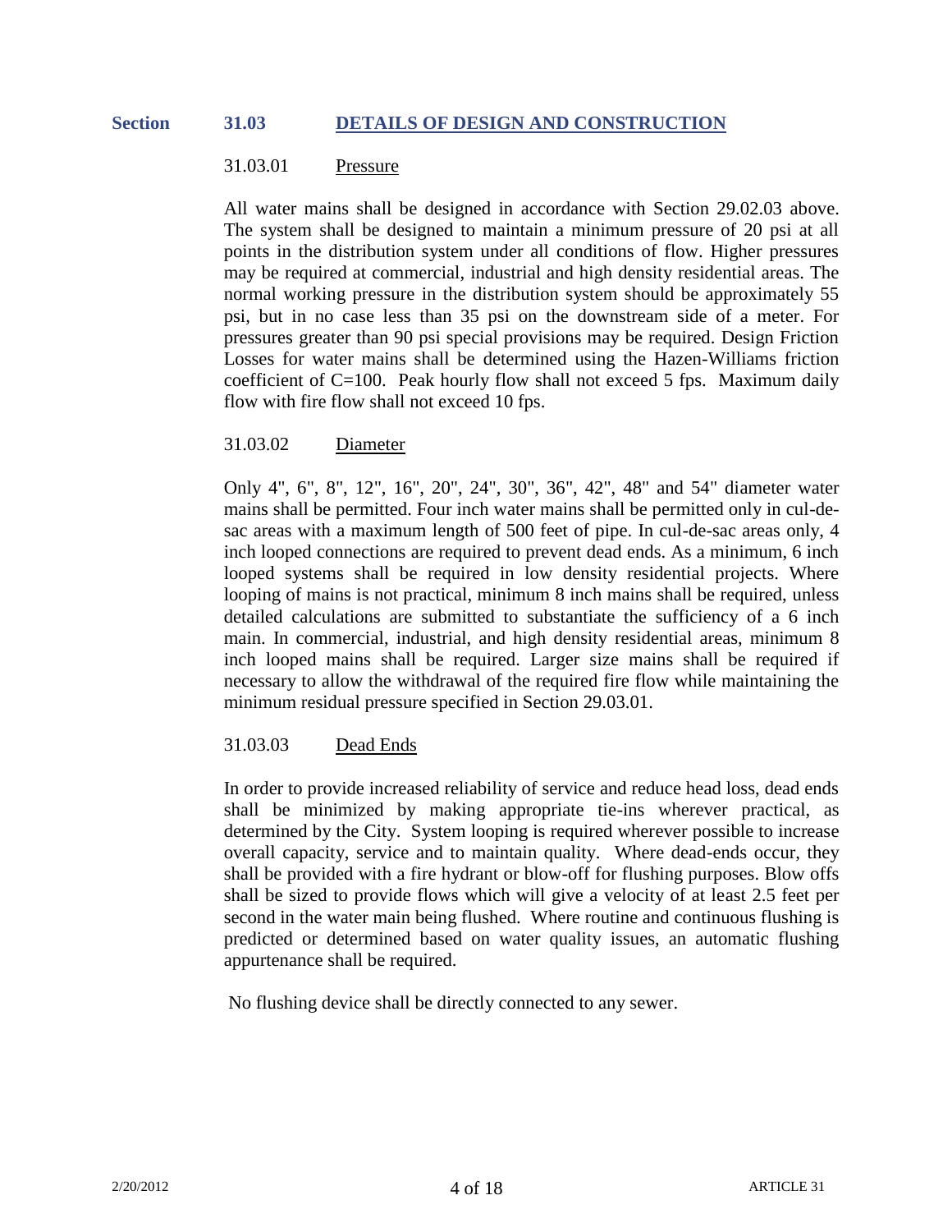## Section 31.03 DETAILS OF DESIGN AND CONSTRUCTION

### 31.03.01 Pressure

All water mains shall be designed in accordance with Section 29.02.03 above. The system shall be designed to maintain a minimum pressure of 20 psi at all points in the distribution system under all conditions of flow. Higher pressures may be required at commercial, industrial and high density residential areas. The normal working pressure in the distribution system should be approximately 55 psi, but in no case less than 35 psi on the downstream side of a meter. For pressures greater than 90 psi special provisions may be required. Design Friction Losses for water mains shall be determined using the Hazen-Williams friction coefficient of C=100. Peak hourly flow shall not exceed 5 fps. Maximum daily flow with fire flow shall not exceed 10 fps.

### 31.03.02 Diameter

Only 4", 6", 8", 12", 16", 20", 24", 30", 36", 42", 48" and 54" diameter water mains shall be permitted. Four inch water mains shall be permitted only in cul-de-sac areas with a maximum length of 500 feet of pipe. In cul-de-sac areas only, 4 inch looped connections are required to prevent dead ends. As a minimum, 6 inch looped systems shall be required in low density residential projects. Where looping of mains is not practical, minimum 8 inch mains shall be required, unless detailed calculations are submitted to substantiate the sufficiency of a 6 inch main. In commercial, industrial, and high density residential areas, minimum 8 inch looped mains shall be required. Larger size mains shall be required if necessary to allow the withdrawal of the required fire flow while maintaining the minimum residual pressure specified in Section 29.03.01.

### 31.03.03 Dead Ends

In order to provide increased reliability of service and reduce head loss, dead ends shall be minimized by making appropriate tie-ins wherever practical, as determined by the City. System looping is required wherever possible to increase overall capacity, service and to maintain quality. Where dead-ends occur, they shall be provided with a fire hydrant or blow-off for flushing purposes. Blow offs shall be sized to provide flows which will give a velocity of at least 2.5 feet per second in the water main being flushed. Where routine and continuous flushing is predicted or determined based on water quality issues, an automatic flushing appurtenance shall be required.

No flushing device shall be directly connected to any sewer.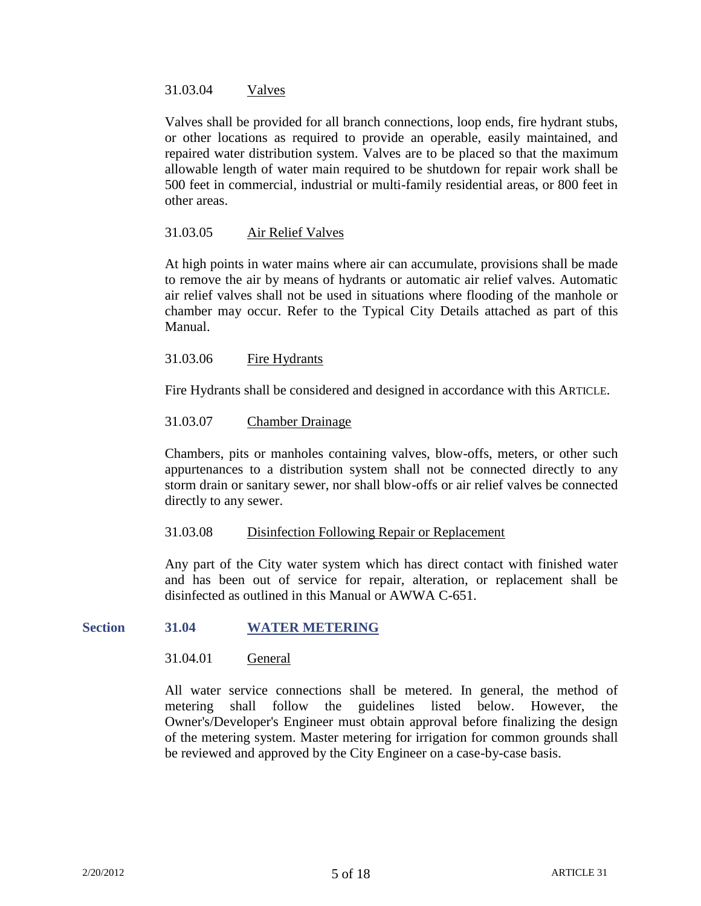31.03.04 Valves

Valves shall be provided for all branch connections, loop ends, fire hydrant stubs, or other locations as required to provide an operable, easily maintained, and repaired water distribution system. Valves are to be placed so that the maximum allowable length of water main required to be shutdown for repair work shall be 500 feet in commercial, industrial or multi-family residential areas, or 800 feet in other areas.

31.03.05 Air Relief Valves

At high points in water mains where air can accumulate, provisions shall be made to remove the air by means of hydrants or automatic air relief valves. Automatic air relief valves shall not be used in situations where flooding of the manhole or chamber may occur. Refer to the Typical City Details attached as part of this Manual.

31.03.06 Fire Hydrants

Fire Hydrants shall be considered and designed in accordance with this ARTICLE.

31.03.07 Chamber Drainage

Chambers, pits or manholes containing valves, blow-offs, meters, or other such appurtenances to a distribution system shall not be connected directly to any storm drain or sanitary sewer, nor shall blow-offs or air relief valves be connected directly to any sewer.

31.03.08 Disinfection Following Repair or Replacement

Any part of the City water system which has direct contact with finished water and has been out of service for repair, alteration, or replacement shall be disinfected as outlined in this Manual or AWWA C-651.

## Section 31.04 WATER METERING

31.04.01 General

All water service connections shall be metered. In general, the method of metering shall follow the guidelines listed below. However, the Owner's/Developer's Engineer must obtain approval before finalizing the design of the metering system. Master metering for irrigation for common grounds shall be reviewed and approved by the City Engineer on a case-by-case basis.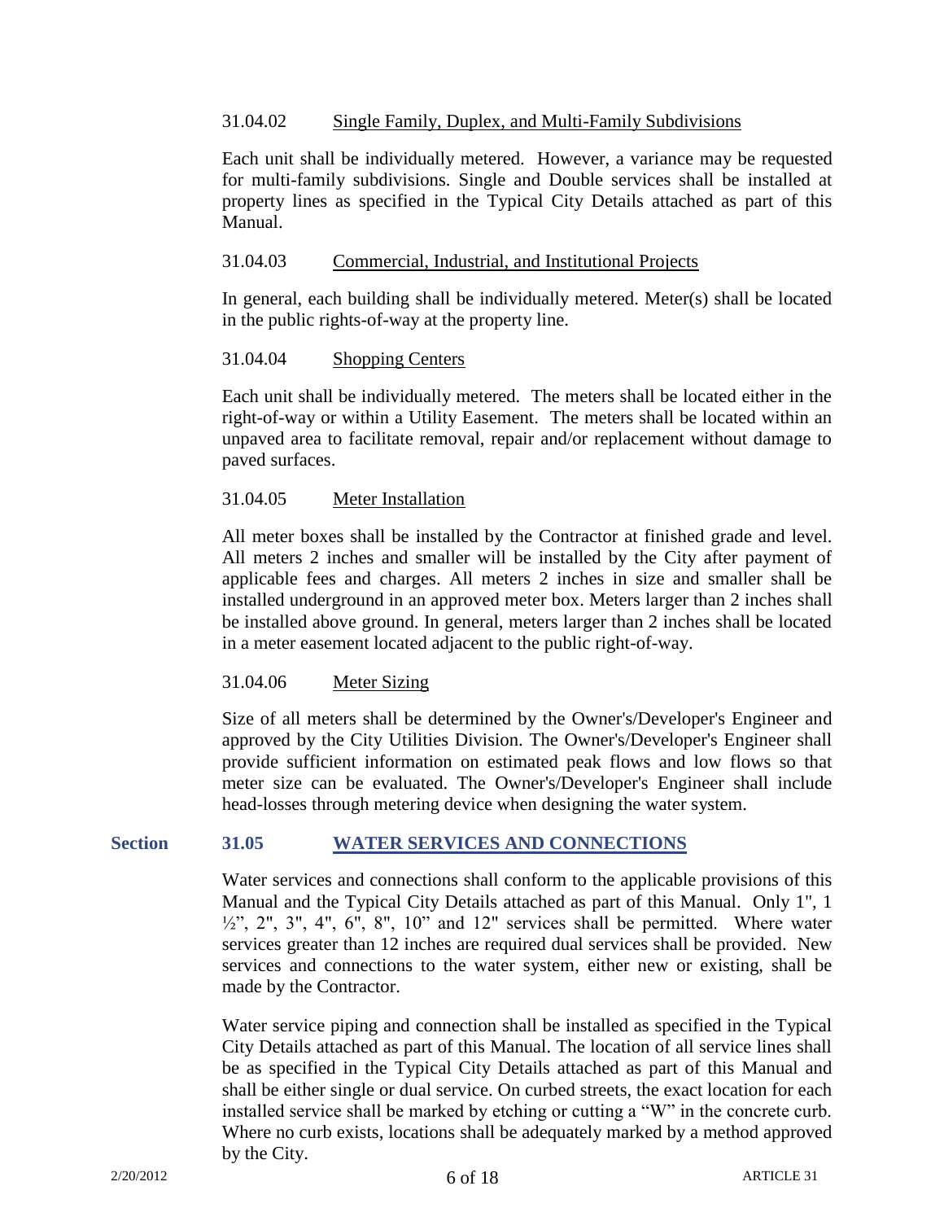#### 31.04.02 Single Family, Duplex, and Multi-Family Subdivisions

Each unit shall be individually metered. However, a variance may be requested for multi-family subdivisions. Single and Double services shall be installed at property lines as specified in the Typical City Details attached as part of this Manual.

#### 31.04.03 Commercial, Industrial, and Institutional Projects

In general, each building shall be individually metered. Meter(s) shall be located in the public rights-of-way at the property line.

#### 31.04.04 Shopping Centers

Each unit shall be individually metered. The meters shall be located either in the right-of-way or within a Utility Easement. The meters shall be located within an unpaved area to facilitate removal, repair and/or replacement without damage to paved surfaces.

#### 31.04.05 Meter Installation

All meter boxes shall be installed by the Contractor at finished grade and level. All meters 2 inches and smaller will be installed by the City after payment of applicable fees and charges. All meters 2 inches in size and smaller shall be installed underground in an approved meter box. Meters larger than 2 inches shall be installed above ground. In general, meters larger than 2 inches shall be located in a meter easement located adjacent to the public right-of-way.

#### 31.04.06 Meter Sizing

Size of all meters shall be determined by the Owner's/Developer's Engineer and approved by the City Utilities Division. The Owner's/Developer's Engineer shall provide sufficient information on estimated peak flows and low flows so that meter size can be evaluated. The Owner's/Developer's Engineer shall include head-losses through metering device when designing the water system.

### Section 31.05 WATER SERVICES AND CONNECTIONS

Water services and connections shall conform to the applicable provisions of this Manual and the Typical City Details attached as part of this Manual. Only 1", 1 ½", 2", 3", 4", 6", 8", 10" and 12" services shall be permitted. Where water services greater than 12 inches are required dual services shall be provided. New services and connections to the water system, either new or existing, shall be made by the Contractor.

Water service piping and connection shall be installed as specified in the Typical City Details attached as part of this Manual. The location of all service lines shall be as specified in the Typical City Details attached as part of this Manual and shall be either single or dual service. On curbed streets, the exact location for each installed service shall be marked by etching or cutting a "W" in the concrete curb. Where no curb exists, locations shall be adequately marked by a method approved by the City.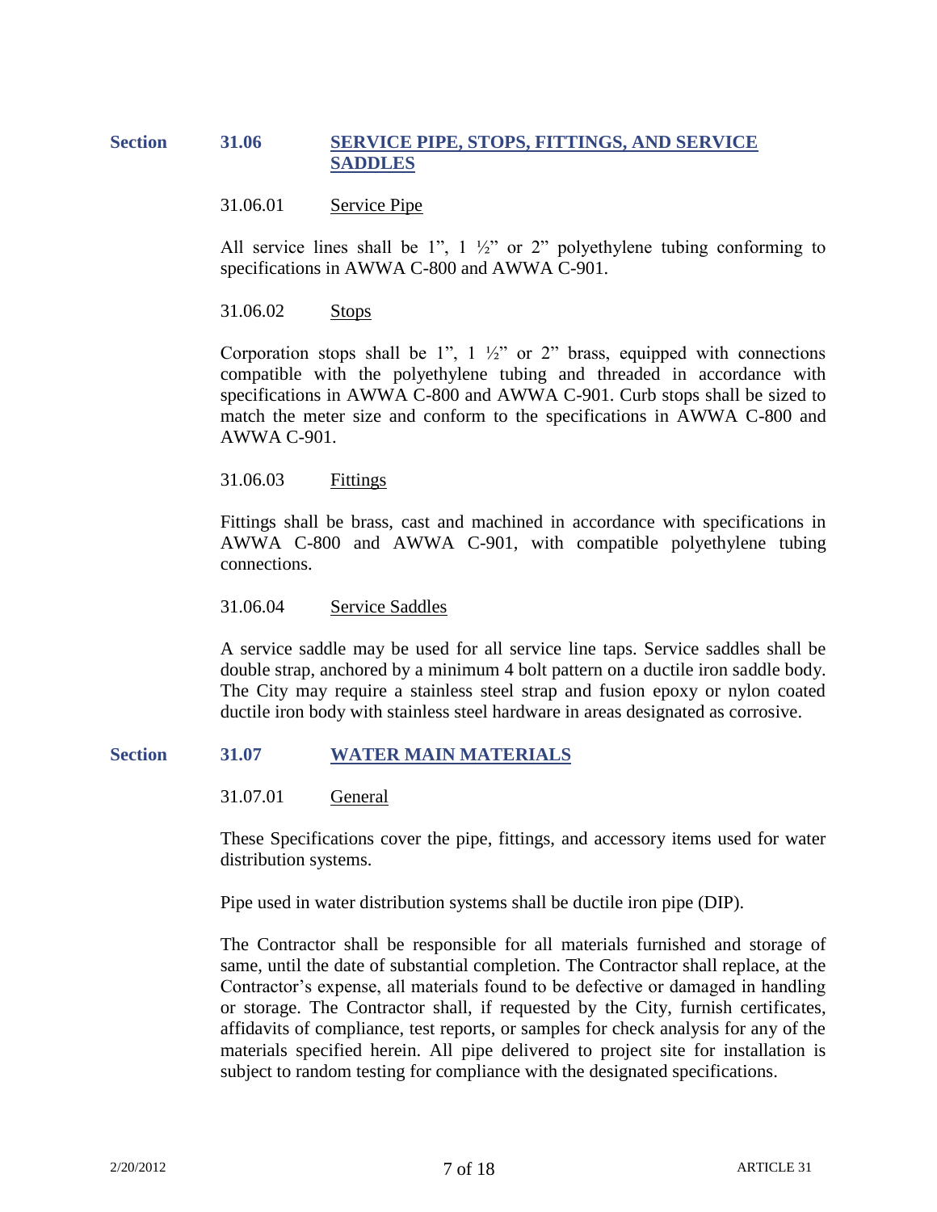## Section 31.06 SERVICE PIPE, STOPS, FITTINGS, AND SERVICE SADDLES

### 31.06.01 Service Pipe

All service lines shall be 1", 1 ½" or 2" polyethylene tubing conforming to specifications in AWWA C-800 and AWWA C-901.

### 31.06.02 Stops

Corporation stops shall be 1", 1 ½" or 2" brass, equipped with connections compatible with the polyethylene tubing and threaded in accordance with specifications in AWWA C-800 and AWWA C-901. Curb stops shall be sized to match the meter size and conform to the specifications in AWWA C-800 and AWWA C-901.

### 31.06.03 Fittings

Fittings shall be brass, cast and machined in accordance with specifications in AWWA C-800 and AWWA C-901, with compatible polyethylene tubing connections.

### 31.06.04 Service Saddles

A service saddle may be used for all service line taps. Service saddles shall be double strap, anchored by a minimum 4 bolt pattern on a ductile iron saddle body. The City may require a stainless steel strap and fusion epoxy or nylon coated ductile iron body with stainless steel hardware in areas designated as corrosive.

## Section 31.07 WATER MAIN MATERIALS

### 31.07.01 General

These Specifications cover the pipe, fittings, and accessory items used for water distribution systems.

Pipe used in water distribution systems shall be ductile iron pipe (DIP).

The Contractor shall be responsible for all materials furnished and storage of same, until the date of substantial completion. The Contractor shall replace, at the Contractor's expense, all materials found to be defective or damaged in handling or storage. The Contractor shall, if requested by the City, furnish certificates, affidavits of compliance, test reports, or samples for check analysis for any of the materials specified herein. All pipe delivered to project site for installation is subject to random testing for compliance with the designated specifications.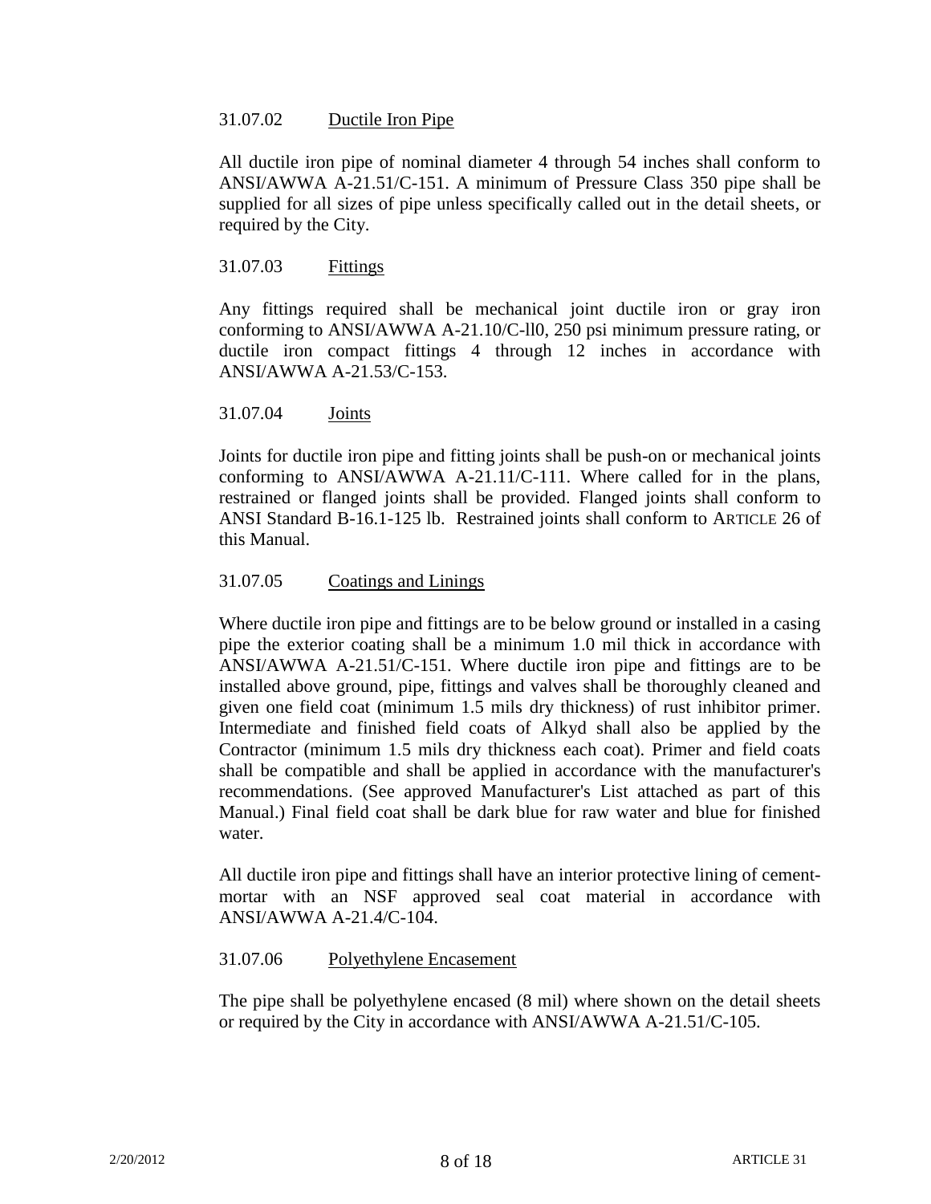### 31.07.02 Ductile Iron Pipe

All ductile iron pipe of nominal diameter 4 through 54 inches shall conform to ANSI/AWWA A-21.51/C-151. A minimum of Pressure Class 350 pipe shall be supplied for all sizes of pipe unless specifically called out in the detail sheets, or required by the City.

### 31.07.03 Fittings

Any fittings required shall be mechanical joint ductile iron or gray iron conforming to ANSI/AWWA A-21.10/C-ll0, 250 psi minimum pressure rating, or ductile iron compact fittings 4 through 12 inches in accordance with ANSI/AWWA A-21.53/C-153.

### 31.07.04 Joints

Joints for ductile iron pipe and fitting joints shall be push-on or mechanical joints conforming to ANSI/AWWA A-21.11/C-111. Where called for in the plans, restrained or flanged joints shall be provided. Flanged joints shall conform to ANSI Standard B-16.1-125 lb. Restrained joints shall conform to ARTICLE 26 of this Manual.

### 31.07.05 Coatings and Linings

Where ductile iron pipe and fittings are to be below ground or installed in a casing pipe the exterior coating shall be a minimum 1.0 mil thick in accordance with ANSI/AWWA A-21.51/C-151. Where ductile iron pipe and fittings are to be installed above ground, pipe, fittings and valves shall be thoroughly cleaned and given one field coat (minimum 1.5 mils dry thickness) of rust inhibitor primer. Intermediate and finished field coats of Alkyd shall also be applied by the Contractor (minimum 1.5 mils dry thickness each coat). Primer and field coats shall be compatible and shall be applied in accordance with the manufacturer's recommendations. (See approved Manufacturer's List attached as part of this Manual.) Final field coat shall be dark blue for raw water and blue for finished water.

All ductile iron pipe and fittings shall have an interior protective lining of cement-mortar with an NSF approved seal coat material in accordance with ANSI/AWWA A-21.4/C-104.

### 31.07.06 Polyethylene Encasement

The pipe shall be polyethylene encased (8 mil) where shown on the detail sheets or required by the City in accordance with ANSI/AWWA A-21.51/C-105.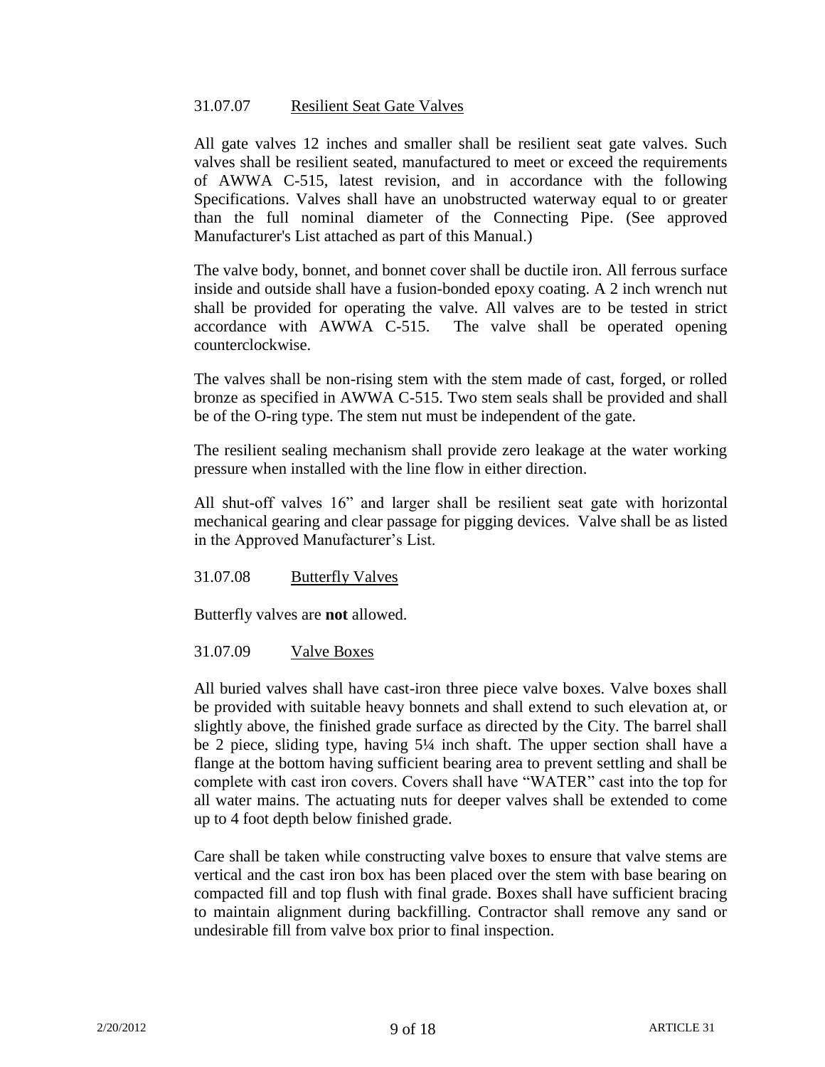### 31.07.07 Resilient Seat Gate Valves

All gate valves 12 inches and smaller shall be resilient seat gate valves. Such valves shall be resilient seated, manufactured to meet or exceed the requirements of AWWA C-515, latest revision, and in accordance with the following Specifications. Valves shall have an unobstructed waterway equal to or greater than the full nominal diameter of the Connecting Pipe. (See approved Manufacturer's List attached as part of this Manual.)

The valve body, bonnet, and bonnet cover shall be ductile iron. All ferrous surface inside and outside shall have a fusion-bonded epoxy coating. A 2 inch wrench nut shall be provided for operating the valve. All valves are to be tested in strict accordance with AWWA C-515. The valve shall be operated opening counterclockwise.

The valves shall be non-rising stem with the stem made of cast, forged, or rolled bronze as specified in AWWA C-515. Two stem seals shall be provided and shall be of the O-ring type. The stem nut must be independent of the gate.

The resilient sealing mechanism shall provide zero leakage at the water working pressure when installed with the line flow in either direction.

All shut-off valves 16" and larger shall be resilient seat gate with horizontal mechanical gearing and clear passage for pigging devices. Valve shall be as listed in the Approved Manufacturer's List.

### 31.07.08 Butterfly Valves

Butterfly valves are **not** allowed.

### 31.07.09 Valve Boxes

All buried valves shall have cast-iron three piece valve boxes. Valve boxes shall be provided with suitable heavy bonnets and shall extend to such elevation at, or slightly above, the finished grade surface as directed by the City. The barrel shall be 2 piece, sliding type, having 5¼ inch shaft. The upper section shall have a flange at the bottom having sufficient bearing area to prevent settling and shall be complete with cast iron covers. Covers shall have "WATER" cast into the top for all water mains. The actuating nuts for deeper valves shall be extended to come up to 4 foot depth below finished grade.

Care shall be taken while constructing valve boxes to ensure that valve stems are vertical and the cast iron box has been placed over the stem with base bearing on compacted fill and top flush with final grade. Boxes shall have sufficient bracing to maintain alignment during backfilling. Contractor shall remove any sand or undesirable fill from valve box prior to final inspection.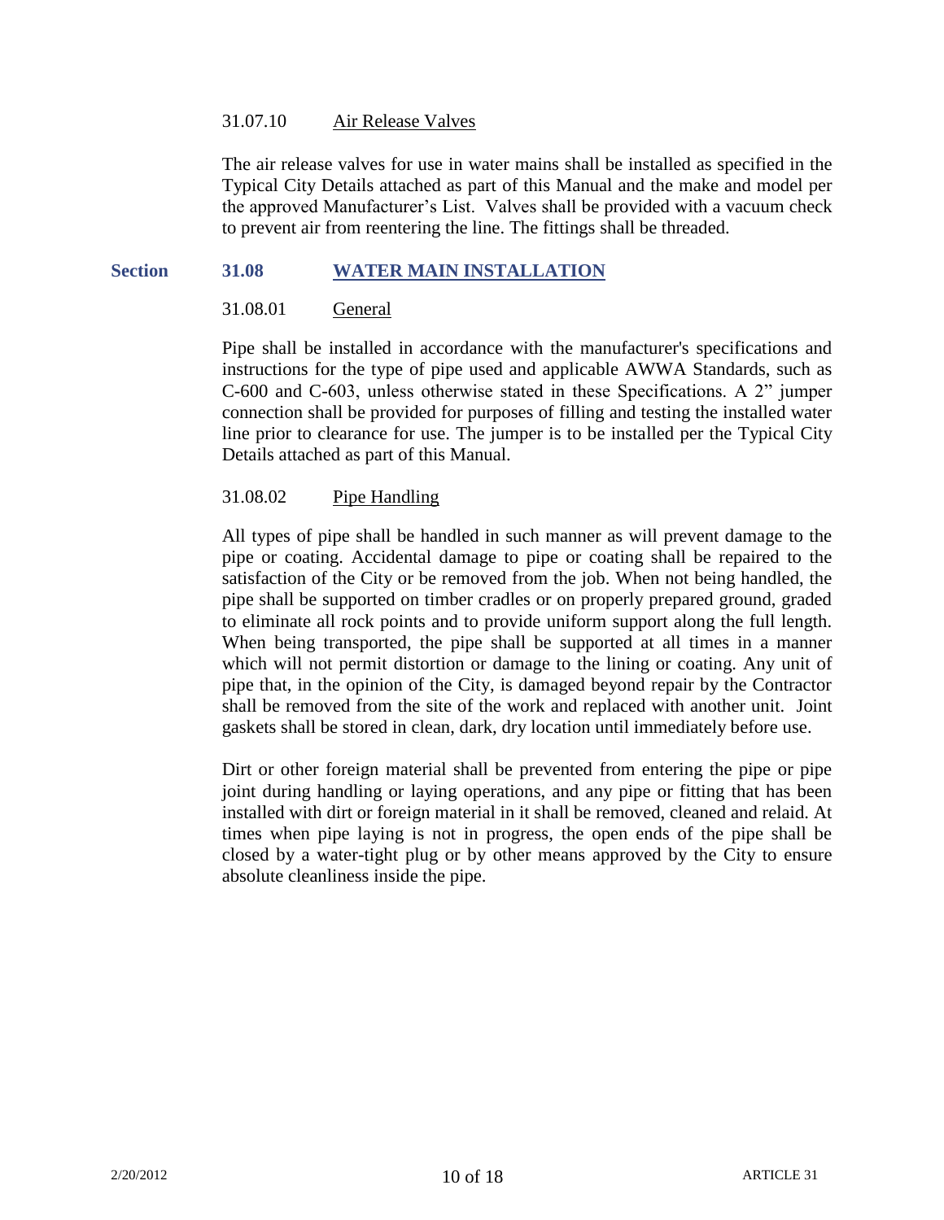#### 31.07.10 Air Release Valves

The air release valves for use in water mains shall be installed as specified in the Typical City Details attached as part of this Manual and the make and model per the approved Manufacturer's List. Valves shall be provided with a vacuum check to prevent air from reentering the line. The fittings shall be threaded.

## Section 31.08 WATER MAIN INSTALLATION

#### 31.08.01 General

Pipe shall be installed in accordance with the manufacturer's specifications and instructions for the type of pipe used and applicable AWWA Standards, such as C-600 and C-603, unless otherwise stated in these Specifications. A 2" jumper connection shall be provided for purposes of filling and testing the installed water line prior to clearance for use. The jumper is to be installed per the Typical City Details attached as part of this Manual.

#### 31.08.02 Pipe Handling

All types of pipe shall be handled in such manner as will prevent damage to the pipe or coating. Accidental damage to pipe or coating shall be repaired to the satisfaction of the City or be removed from the job. When not being handled, the pipe shall be supported on timber cradles or on properly prepared ground, graded to eliminate all rock points and to provide uniform support along the full length. When being transported, the pipe shall be supported at all times in a manner which will not permit distortion or damage to the lining or coating. Any unit of pipe that, in the opinion of the City, is damaged beyond repair by the Contractor shall be removed from the site of the work and replaced with another unit. Joint gaskets shall be stored in clean, dark, dry location until immediately before use.

Dirt or other foreign material shall be prevented from entering the pipe or pipe joint during handling or laying operations, and any pipe or fitting that has been installed with dirt or foreign material in it shall be removed, cleaned and relaid. At times when pipe laying is not in progress, the open ends of the pipe shall be closed by a water-tight plug or by other means approved by the City to ensure absolute cleanliness inside the pipe.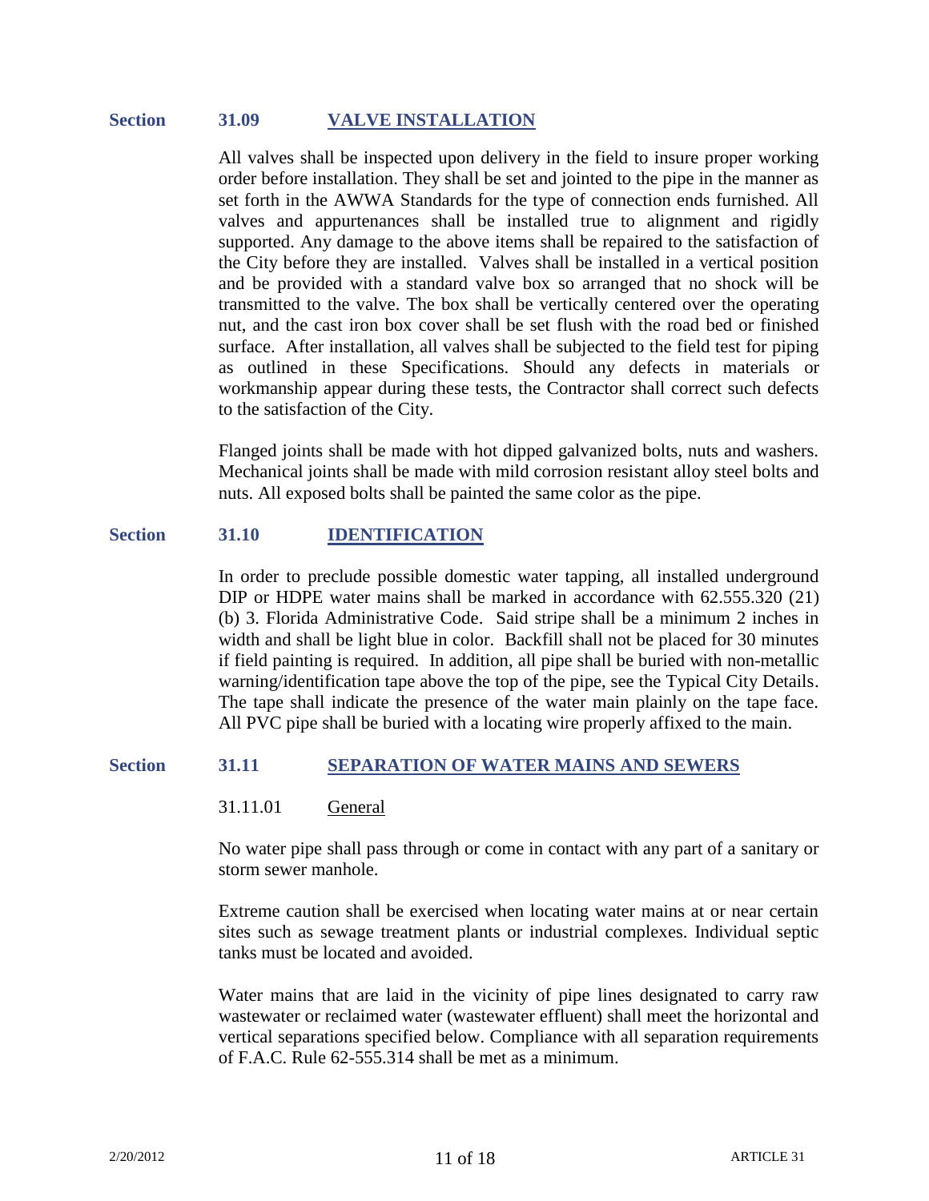## Section 31.09 VALVE INSTALLATION

All valves shall be inspected upon delivery in the field to insure proper working order before installation. They shall be set and jointed to the pipe in the manner as set forth in the AWWA Standards for the type of connection ends furnished. All valves and appurtenances shall be installed true to alignment and rigidly supported. Any damage to the above items shall be repaired to the satisfaction of the City before they are installed. Valves shall be installed in a vertical position and be provided with a standard valve box so arranged that no shock will be transmitted to the valve. The box shall be vertically centered over the operating nut, and the cast iron box cover shall be set flush with the road bed or finished surface. After installation, all valves shall be subjected to the field test for piping as outlined in these Specifications. Should any defects in materials or workmanship appear during these tests, the Contractor shall correct such defects to the satisfaction of the City.

Flanged joints shall be made with hot dipped galvanized bolts, nuts and washers. Mechanical joints shall be made with mild corrosion resistant alloy steel bolts and nuts. All exposed bolts shall be painted the same color as the pipe.

## Section 31.10 IDENTIFICATION

In order to preclude possible domestic water tapping, all installed underground DIP or HDPE water mains shall be marked in accordance with 62.555.320 (21) (b) 3. Florida Administrative Code. Said stripe shall be a minimum 2 inches in width and shall be light blue in color. Backfill shall not be placed for 30 minutes if field painting is required. In addition, all pipe shall be buried with non-metallic warning/identification tape above the top of the pipe, see the Typical City Details. The tape shall indicate the presence of the water main plainly on the tape face. All PVC pipe shall be buried with a locating wire properly affixed to the main.

## Section 31.11 SEPARATION OF WATER MAINS AND SEWERS

### 31.11.01 General

No water pipe shall pass through or come in contact with any part of a sanitary or storm sewer manhole.

Extreme caution shall be exercised when locating water mains at or near certain sites such as sewage treatment plants or industrial complexes. Individual septic tanks must be located and avoided.

Water mains that are laid in the vicinity of pipe lines designated to carry raw wastewater or reclaimed water (wastewater effluent) shall meet the horizontal and vertical separations specified below. Compliance with all separation requirements of F.A.C. Rule 62-555.314 shall be met as a minimum.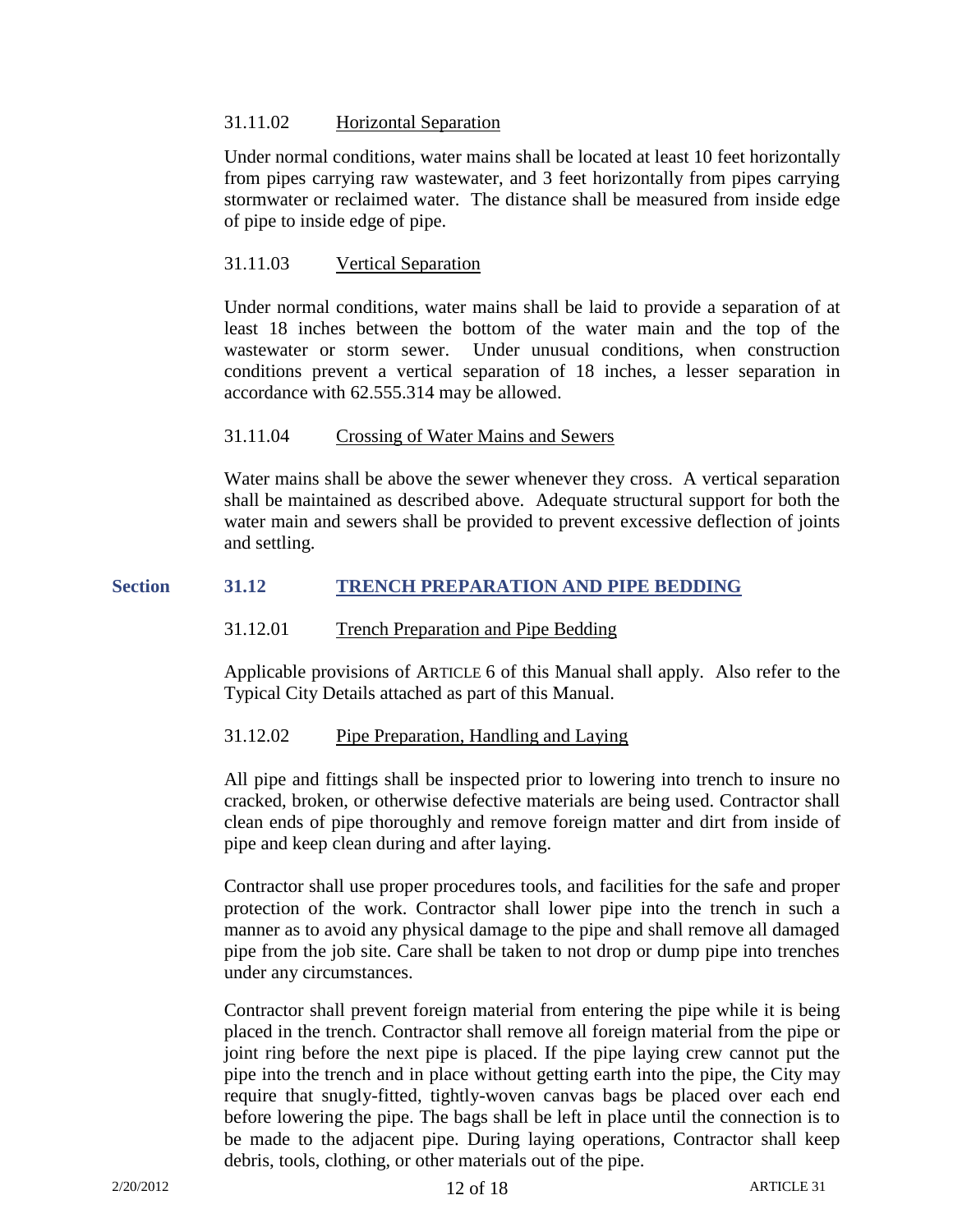#### 31.11.02 Horizontal Separation

Under normal conditions, water mains shall be located at least 10 feet horizontally from pipes carrying raw wastewater, and 3 feet horizontally from pipes carrying stormwater or reclaimed water. The distance shall be measured from inside edge of pipe to inside edge of pipe.

#### 31.11.03 Vertical Separation

Under normal conditions, water mains shall be laid to provide a separation of at least 18 inches between the bottom of the water main and the top of the wastewater or storm sewer. Under unusual conditions, when construction conditions prevent a vertical separation of 18 inches, a lesser separation in accordance with 62.555.314 may be allowed.

#### 31.11.04 Crossing of Water Mains and Sewers

Water mains shall be above the sewer whenever they cross. A vertical separation shall be maintained as described above. Adequate structural support for both the water main and sewers shall be provided to prevent excessive deflection of joints and settling.

## Section 31.12 TRENCH PREPARATION AND PIPE BEDDING

#### 31.12.01 Trench Preparation and Pipe Bedding

Applicable provisions of ARTICLE 6 of this Manual shall apply. Also refer to the Typical City Details attached as part of this Manual.

#### 31.12.02 Pipe Preparation, Handling and Laying

All pipe and fittings shall be inspected prior to lowering into trench to insure no cracked, broken, or otherwise defective materials are being used. Contractor shall clean ends of pipe thoroughly and remove foreign matter and dirt from inside of pipe and keep clean during and after laying.

Contractor shall use proper procedures tools, and facilities for the safe and proper protection of the work. Contractor shall lower pipe into the trench in such a manner as to avoid any physical damage to the pipe and shall remove all damaged pipe from the job site. Care shall be taken to not drop or dump pipe into trenches under any circumstances.

Contractor shall prevent foreign material from entering the pipe while it is being placed in the trench. Contractor shall remove all foreign material from the pipe or joint ring before the next pipe is placed. If the pipe laying crew cannot put the pipe into the trench and in place without getting earth into the pipe, the City may require that snugly-fitted, tightly-woven canvas bags be placed over each end before lowering the pipe. The bags shall be left in place until the connection is to be made to the adjacent pipe. During laying operations, Contractor shall keep debris, tools, clothing, or other materials out of the pipe.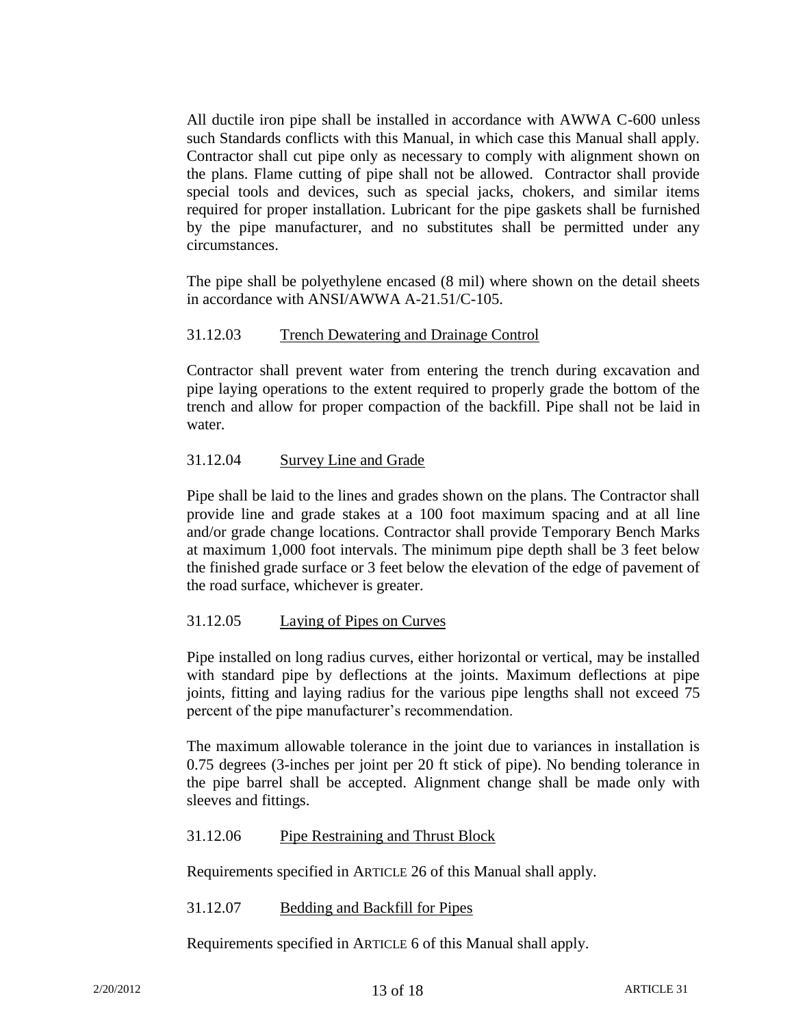All ductile iron pipe shall be installed in accordance with AWWA C-600 unless such Standards conflicts with this Manual, in which case this Manual shall apply. Contractor shall cut pipe only as necessary to comply with alignment shown on the plans. Flame cutting of pipe shall not be allowed. Contractor shall provide special tools and devices, such as special jacks, chokers, and similar items required for proper installation. Lubricant for the pipe gaskets shall be furnished by the pipe manufacturer, and no substitutes shall be permitted under any circumstances.

The pipe shall be polyethylene encased (8 mil) where shown on the detail sheets in accordance with ANSI/AWWA A-21.51/C-105.

### 31.12.03 Trench Dewatering and Drainage Control

Contractor shall prevent water from entering the trench during excavation and pipe laying operations to the extent required to properly grade the bottom of the trench and allow for proper compaction of the backfill. Pipe shall not be laid in water.

### 31.12.04 Survey Line and Grade

Pipe shall be laid to the lines and grades shown on the plans. The Contractor shall provide line and grade stakes at a 100 foot maximum spacing and at all line and/or grade change locations. Contractor shall provide Temporary Bench Marks at maximum 1,000 foot intervals. The minimum pipe depth shall be 3 feet below the finished grade surface or 3 feet below the elevation of the edge of pavement of the road surface, whichever is greater.

### 31.12.05 Laying of Pipes on Curves

Pipe installed on long radius curves, either horizontal or vertical, may be installed with standard pipe by deflections at the joints. Maximum deflections at pipe joints, fitting and laying radius for the various pipe lengths shall not exceed 75 percent of the pipe manufacturer's recommendation.

The maximum allowable tolerance in the joint due to variances in installation is 0.75 degrees (3-inches per joint per 20 ft stick of pipe). No bending tolerance in the pipe barrel shall be accepted. Alignment change shall be made only with sleeves and fittings.

### 31.12.06 Pipe Restraining and Thrust Block

Requirements specified in ARTICLE 26 of this Manual shall apply.

### 31.12.07 Bedding and Backfill for Pipes

Requirements specified in ARTICLE 6 of this Manual shall apply.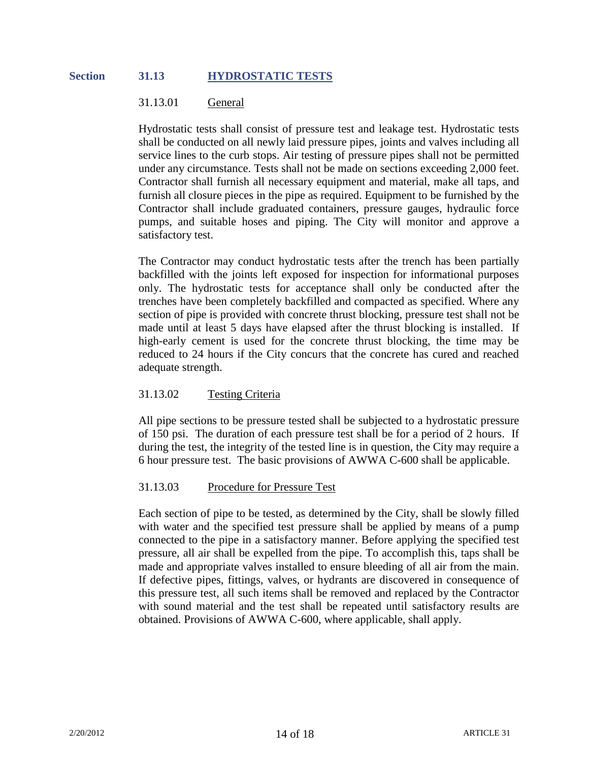## Section 31.13 HYDROSTATIC TESTS

### 31.13.01 General

Hydrostatic tests shall consist of pressure test and leakage test. Hydrostatic tests shall be conducted on all newly laid pressure pipes, joints and valves including all service lines to the curb stops. Air testing of pressure pipes shall not be permitted under any circumstance. Tests shall not be made on sections exceeding 2,000 feet. Contractor shall furnish all necessary equipment and material, make all taps, and furnish all closure pieces in the pipe as required. Equipment to be furnished by the Contractor shall include graduated containers, pressure gauges, hydraulic force pumps, and suitable hoses and piping. The City will monitor and approve a satisfactory test.

The Contractor may conduct hydrostatic tests after the trench has been partially backfilled with the joints left exposed for inspection for informational purposes only. The hydrostatic tests for acceptance shall only be conducted after the trenches have been completely backfilled and compacted as specified. Where any section of pipe is provided with concrete thrust blocking, pressure test shall not be made until at least 5 days have elapsed after the thrust blocking is installed. If high-early cement is used for the concrete thrust blocking, the time may be reduced to 24 hours if the City concurs that the concrete has cured and reached adequate strength.

### 31.13.02 Testing Criteria

All pipe sections to be pressure tested shall be subjected to a hydrostatic pressure of 150 psi. The duration of each pressure test shall be for a period of 2 hours. If during the test, the integrity of the tested line is in question, the City may require a 6 hour pressure test. The basic provisions of AWWA C-600 shall be applicable.

### 31.13.03 Procedure for Pressure Test

Each section of pipe to be tested, as determined by the City, shall be slowly filled with water and the specified test pressure shall be applied by means of a pump connected to the pipe in a satisfactory manner. Before applying the specified test pressure, all air shall be expelled from the pipe. To accomplish this, taps shall be made and appropriate valves installed to ensure bleeding of all air from the main. If defective pipes, fittings, valves, or hydrants are discovered in consequence of this pressure test, all such items shall be removed and replaced by the Contractor with sound material and the test shall be repeated until satisfactory results are obtained. Provisions of AWWA C-600, where applicable, shall apply.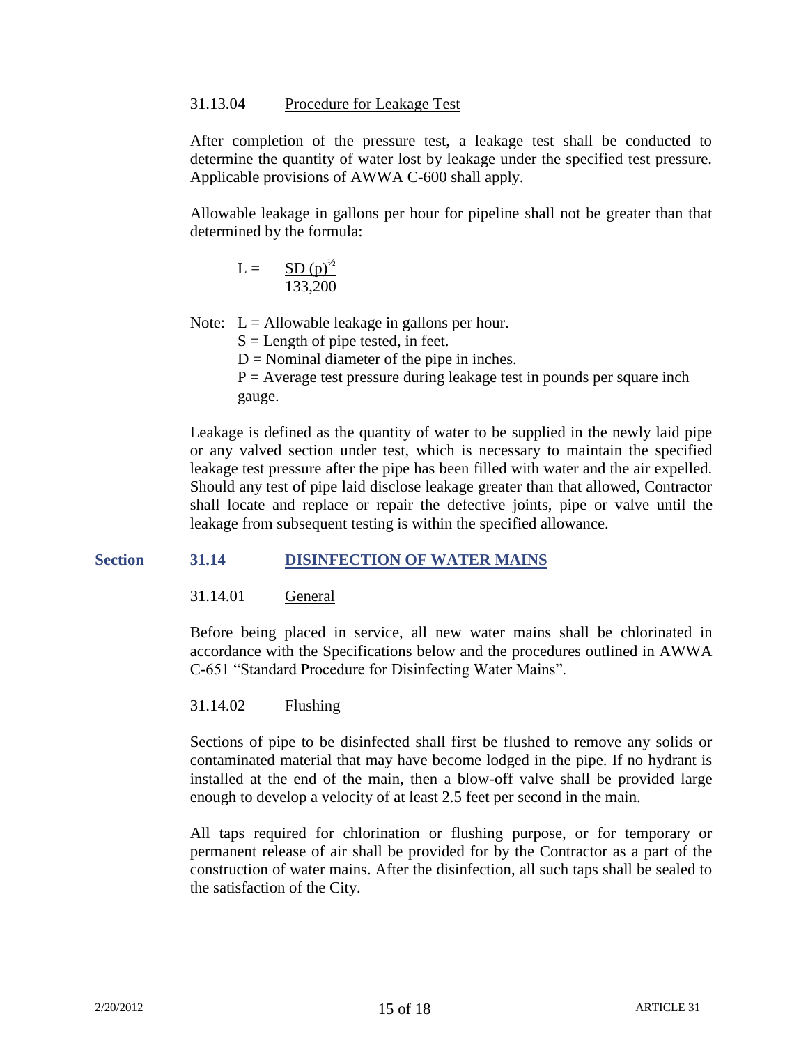31.13.04 Procedure for Leakage Test

After completion of the pressure test, a leakage test shall be conducted to determine the quantity of water lost by leakage under the specified test pressure. Applicable provisions of AWWA C-600 shall apply.

Allowable leakage in gallons per hour for pipeline shall not be greater than that determined by the formula:

$$L = \frac{SD\,(p)^{\frac{1}{2}}}{133{,}200}$$

Note: L = Allowable leakage in gallons per hour.
S = Length of pipe tested, in feet.
D = Nominal diameter of the pipe in inches.
P = Average test pressure during leakage test in pounds per square inch gauge.

Leakage is defined as the quantity of water to be supplied in the newly laid pipe or any valved section under test, which is necessary to maintain the specified leakage test pressure after the pipe has been filled with water and the air expelled. Should any test of pipe laid disclose leakage greater than that allowed, Contractor shall locate and replace or repair the defective joints, pipe or valve until the leakage from subsequent testing is within the specified allowance.

## Section 31.14 DISINFECTION OF WATER MAINS

31.14.01 General

Before being placed in service, all new water mains shall be chlorinated in accordance with the Specifications below and the procedures outlined in AWWA C-651 "Standard Procedure for Disinfecting Water Mains".

31.14.02 Flushing

Sections of pipe to be disinfected shall first be flushed to remove any solids or contaminated material that may have become lodged in the pipe. If no hydrant is installed at the end of the main, then a blow-off valve shall be provided large enough to develop a velocity of at least 2.5 feet per second in the main.

All taps required for chlorination or flushing purpose, or for temporary or permanent release of air shall be provided for by the Contractor as a part of the construction of water mains. After the disinfection, all such taps shall be sealed to the satisfaction of the City.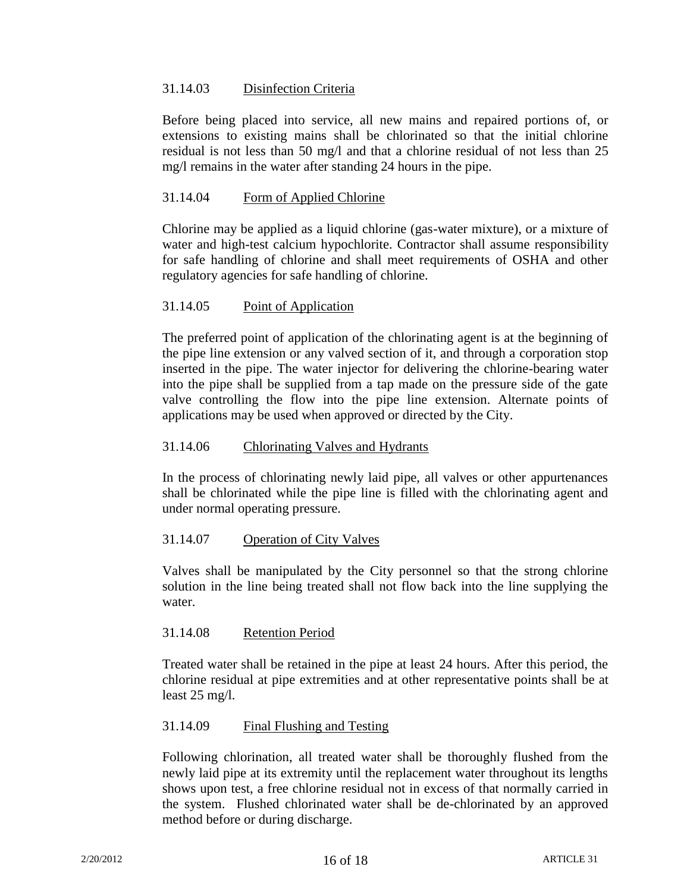### 31.14.03 Disinfection Criteria

Before being placed into service, all new mains and repaired portions of, or extensions to existing mains shall be chlorinated so that the initial chlorine residual is not less than 50 mg/l and that a chlorine residual of not less than 25 mg/l remains in the water after standing 24 hours in the pipe.

### 31.14.04 Form of Applied Chlorine

Chlorine may be applied as a liquid chlorine (gas-water mixture), or a mixture of water and high-test calcium hypochlorite. Contractor shall assume responsibility for safe handling of chlorine and shall meet requirements of OSHA and other regulatory agencies for safe handling of chlorine.

### 31.14.05 Point of Application

The preferred point of application of the chlorinating agent is at the beginning of the pipe line extension or any valved section of it, and through a corporation stop inserted in the pipe. The water injector for delivering the chlorine-bearing water into the pipe shall be supplied from a tap made on the pressure side of the gate valve controlling the flow into the pipe line extension. Alternate points of applications may be used when approved or directed by the City.

### 31.14.06 Chlorinating Valves and Hydrants

In the process of chlorinating newly laid pipe, all valves or other appurtenances shall be chlorinated while the pipe line is filled with the chlorinating agent and under normal operating pressure.

### 31.14.07 Operation of City Valves

Valves shall be manipulated by the City personnel so that the strong chlorine solution in the line being treated shall not flow back into the line supplying the water.

### 31.14.08 Retention Period

Treated water shall be retained in the pipe at least 24 hours. After this period, the chlorine residual at pipe extremities and at other representative points shall be at least 25 mg/l.

### 31.14.09 Final Flushing and Testing

Following chlorination, all treated water shall be thoroughly flushed from the newly laid pipe at its extremity until the replacement water throughout its lengths shows upon test, a free chlorine residual not in excess of that normally carried in the system. Flushed chlorinated water shall be de-chlorinated by an approved method before or during discharge.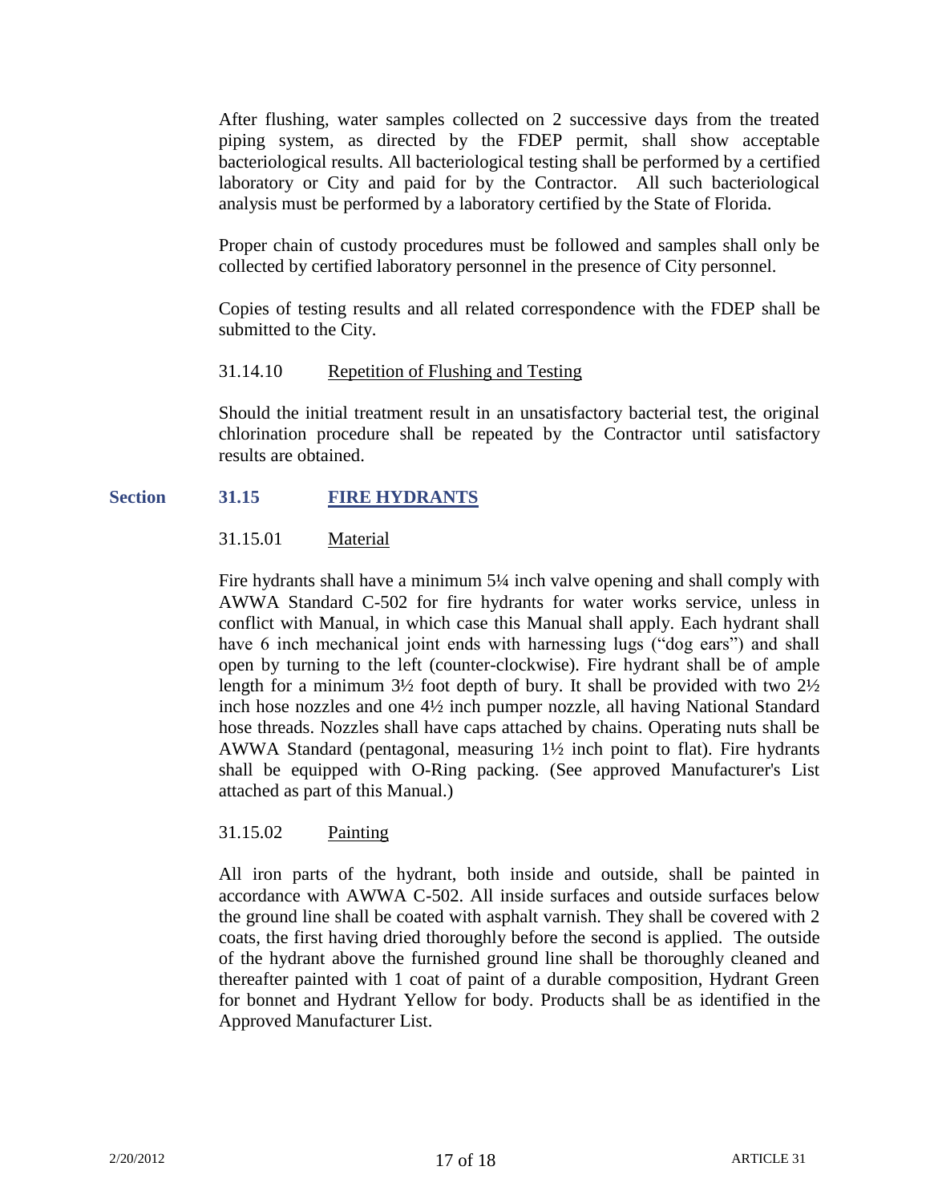After flushing, water samples collected on 2 successive days from the treated piping system, as directed by the FDEP permit, shall show acceptable bacteriological results. All bacteriological testing shall be performed by a certified laboratory or City and paid for by the Contractor. All such bacteriological analysis must be performed by a laboratory certified by the State of Florida.

Proper chain of custody procedures must be followed and samples shall only be collected by certified laboratory personnel in the presence of City personnel.

Copies of testing results and all related correspondence with the FDEP shall be submitted to the City.

31.14.10 Repetition of Flushing and Testing

Should the initial treatment result in an unsatisfactory bacterial test, the original chlorination procedure shall be repeated by the Contractor until satisfactory results are obtained.

## Section 31.15 FIRE HYDRANTS

31.15.01 Material

Fire hydrants shall have a minimum 5¼ inch valve opening and shall comply with AWWA Standard C-502 for fire hydrants for water works service, unless in conflict with Manual, in which case this Manual shall apply. Each hydrant shall have 6 inch mechanical joint ends with harnessing lugs ("dog ears") and shall open by turning to the left (counter-clockwise). Fire hydrant shall be of ample length for a minimum 3½ foot depth of bury. It shall be provided with two 2½ inch hose nozzles and one 4½ inch pumper nozzle, all having National Standard hose threads. Nozzles shall have caps attached by chains. Operating nuts shall be AWWA Standard (pentagonal, measuring 1½ inch point to flat). Fire hydrants shall be equipped with O-Ring packing. (See approved Manufacturer's List attached as part of this Manual.)

31.15.02 Painting

All iron parts of the hydrant, both inside and outside, shall be painted in accordance with AWWA C-502. All inside surfaces and outside surfaces below the ground line shall be coated with asphalt varnish. They shall be covered with 2 coats, the first having dried thoroughly before the second is applied. The outside of the hydrant above the furnished ground line shall be thoroughly cleaned and thereafter painted with 1 coat of paint of a durable composition, Hydrant Green for bonnet and Hydrant Yellow for body. Products shall be as identified in the Approved Manufacturer List.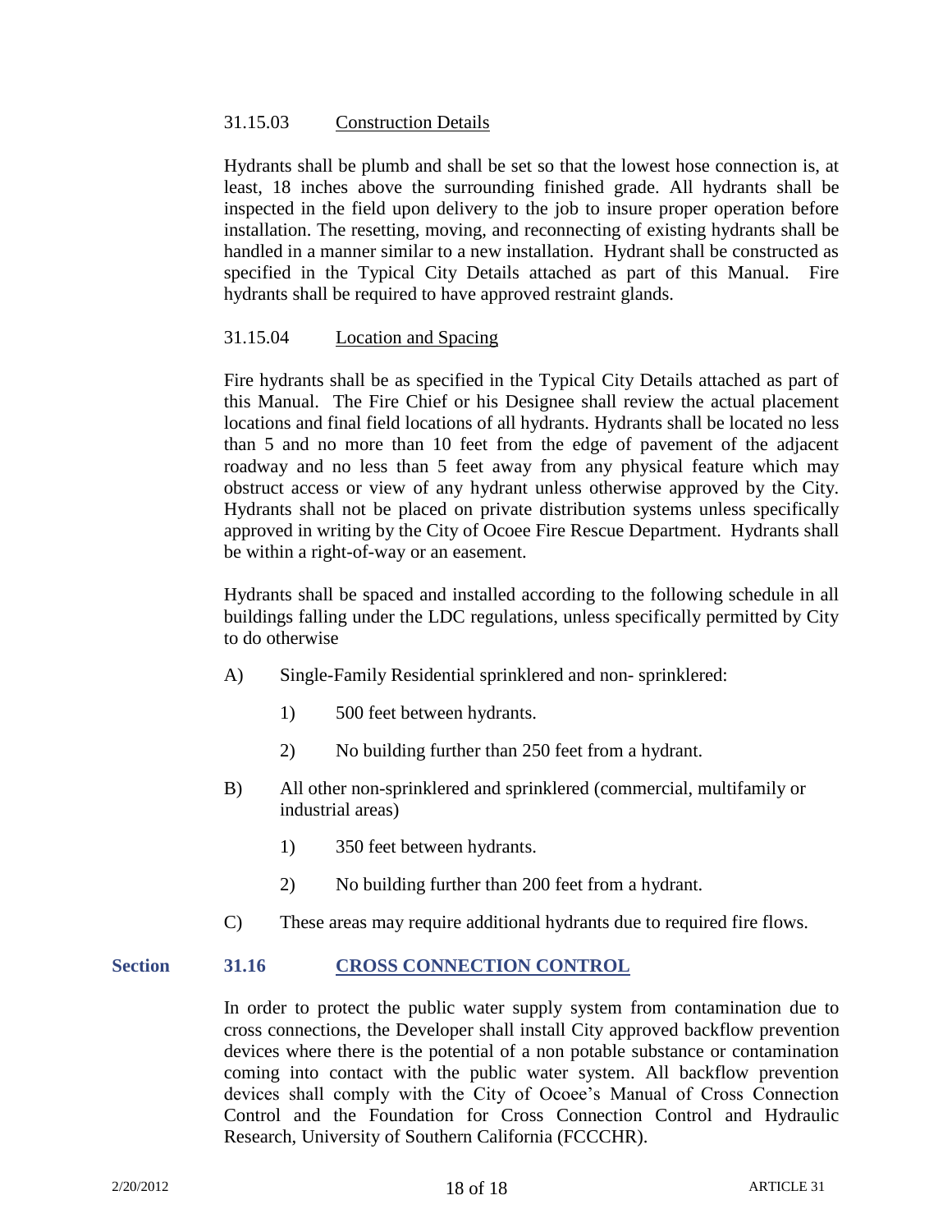### 31.15.03 Construction Details

Hydrants shall be plumb and shall be set so that the lowest hose connection is, at least, 18 inches above the surrounding finished grade. All hydrants shall be inspected in the field upon delivery to the job to insure proper operation before installation. The resetting, moving, and reconnecting of existing hydrants shall be handled in a manner similar to a new installation. Hydrant shall be constructed as specified in the Typical City Details attached as part of this Manual. Fire hydrants shall be required to have approved restraint glands.

### 31.15.04 Location and Spacing

Fire hydrants shall be as specified in the Typical City Details attached as part of this Manual. The Fire Chief or his Designee shall review the actual placement locations and final field locations of all hydrants. Hydrants shall be located no less than 5 and no more than 10 feet from the edge of pavement of the adjacent roadway and no less than 5 feet away from any physical feature which may obstruct access or view of any hydrant unless otherwise approved by the City. Hydrants shall not be placed on private distribution systems unless specifically approved in writing by the City of Ocoee Fire Rescue Department. Hydrants shall be within a right-of-way or an easement.

Hydrants shall be spaced and installed according to the following schedule in all buildings falling under the LDC regulations, unless specifically permitted by City to do otherwise

A) Single-Family Residential sprinklered and non- sprinklered:

   1) 500 feet between hydrants.

   2) No building further than 250 feet from a hydrant.

B) All other non-sprinklered and sprinklered (commercial, multifamily or industrial areas)

   1) 350 feet between hydrants.

   2) No building further than 200 feet from a hydrant.

C) These areas may require additional hydrants due to required fire flows.

## Section 31.16 CROSS CONNECTION CONTROL

In order to protect the public water supply system from contamination due to cross connections, the Developer shall install City approved backflow prevention devices where there is the potential of a non potable substance or contamination coming into contact with the public water system. All backflow prevention devices shall comply with the City of Ocoee's Manual of Cross Connection Control and the Foundation for Cross Connection Control and Hydraulic Research, University of Southern California (FCCCHR).